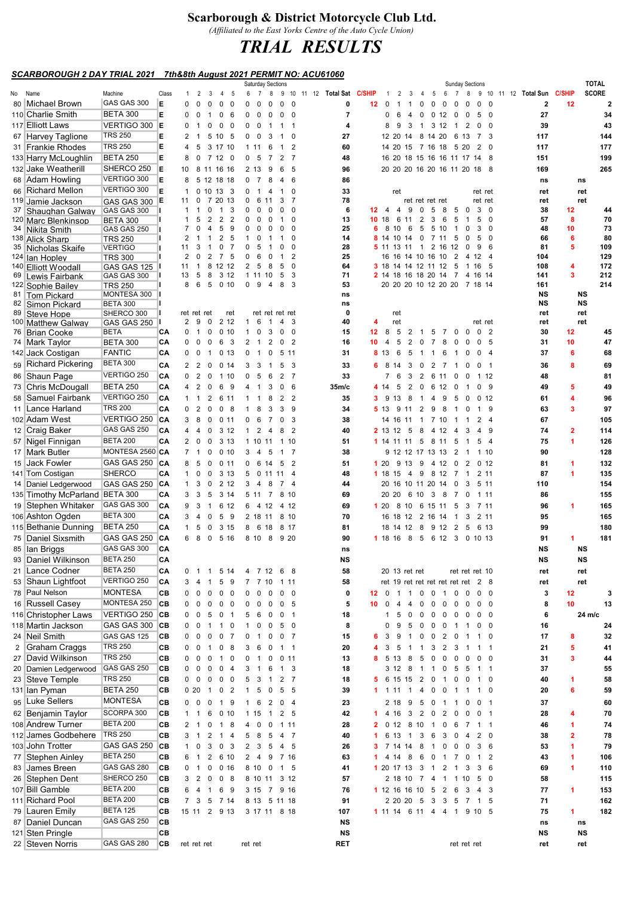# Scarborough & District Motorcycle Club Ltd.

*(Affiliated to the East Yorks Centre of the Auto Cycle Union)*

# TRIAL RESULTS

## *SCARBOROUGH 2 DAY TRIAL 2021 7th&8th August 2021 PERMIT NO: ACU61060*

| No | Name | Machine | Class | Saturday Sections 1 | 2 | 3 | 4 | 5 | 6 | 7 | 8 | 9 | 10 | 11 | 12 | Total Sat | C/SHIP | Sunday Sections 1 | 2 | 3 | 4 | 5 | 6 | 7 | 8 | 9 | 10 | 11 | 12 | Total Sun | C/SHIP | TOTAL SCORE |
|---|---|---|---|---|---|---|---|---|---|---|---|---|---|---|---|---|---|---|---|---|---|---|---|---|---|---|---|---|---|---|---|---|
| 80 | Michael Brown | GAS GAS 300 | E | 0 | 0 | 0 | 0 | 0 | 0 | 0 | 0 | 0 | 0 | | | 0 | 12 | 0 | 1 | 1 | 0 | 0 | 0 | 0 | 0 | 0 | 0 | | | 2 | 12 | 2 |
| 110 | Charlie Smith | BETA 300 | E | 0 | 0 | 1 | 0 | 6 | 0 | 0 | 0 | 0 | 0 | | | 7 | | 0 | 6 | 4 | 0 | 0 | 12 | 0 | 0 | 5 | 0 | | | 27 | | 34 |
| 117 | Elliott Laws | VERTIGO 300 | E | 0 | 1 | 0 | 0 | 0 | 0 | 0 | 1 | 1 | 1 | | | 4 | | 8 | 9 | 3 | 1 | 3 | 12 | 1 | 2 | 0 | 0 | | | 39 | | 43 |
| 67 | Harvey Tagliome | TRS 250 | E | 2 | 1 | 5 | 10 | 5 | 0 | 0 | 3 | 1 | 0 | | | 27 | | 12 | 20 | 14 | 8 | 14 | 20 | 6 | 13 | 7 | 3 | | | 117 | | 144 |
| 31 | Frankie Rhodes | TRS 250 | E | 4 | 5 | 3 | 17 | 10 | 1 | 11 | 6 | 1 | 2 | | | 60 | | 14 | 20 | 15 | 7 | 16 | 18 | 5 | 20 | 2 | 0 | | | 117 | | 177 |
| 133 | Harry McLoughlin | BETA 250 | E | 8 | 0 | 7 | 12 | 0 | 0 | 5 | 7 | 2 | 7 | | | 48 | | 16 | 20 | 18 | 15 | 16 | 16 | 11 | 17 | 14 | 8 | | | 151 | | 199 |
| 132 | Jake Weatherill | SHERCO 250 | E | 10 | 8 | 11 | 16 | 16 | 2 | 13 | 9 | 6 | 5 | | | 96 | | 20 | 20 | 20 | 16 | 20 | 16 | 11 | 20 | 18 | 8 | | | 169 | | 265 |
| 68 | Adam Howling | VERTIGO 300 | E | 8 | 5 | 12 | 18 | 18 | 0 | 7 | 8 | 4 | 6 | | | 86 | | | | | | | | | | | | | | ns | | ns |
| 66 | Richard Mellon | VERTIGO 300 | E | 1 | 0 | 10 | 13 | 3 | 0 | 1 | 4 | 1 | 0 | | | 33 | | | ret | | | | | | | ret | ret | | | ret | | ret |
| 119 | Jamie Jackson | GAS GAS 300 | E | 11 | 0 | 7 | 20 | 13 | 0 | 6 | 11 | 3 | 7 | | | 78 | | | | | ret | ret | ret | ret | | ret | ret | | | ret | | ret |
| 37 | Shaughan Galway | GAS GAS 300 | I | 1 | 1 | 0 | 1 | 3 | 0 | 0 | 0 | 0 | 0 | | | 6 | 12 | 4 | 4 | 9 | 0 | 5 | 8 | 5 | 0 | 3 | 0 | | | 38 | 12 | 44 |
| 120 | Marc Blenkinsop | BETA 300 | I | 1 | 5 | 2 | 2 | 2 | 0 | 0 | 0 | 1 | 0 | | | 13 | 10 | 18 | 6 | 11 | 2 | 3 | 6 | 5 | 1 | 5 | 0 | | | 57 | 8 | 70 |
| 34 | Nikita Smith | GAS GAS 250 | I | 7 | 0 | 4 | 5 | 9 | 0 | 0 | 0 | 0 | 0 | | | 25 | 6 | 8 | 10 | 6 | 5 | 5 | 10 | 1 | 0 | 3 | 0 | | | 48 | 10 | 73 |
| 138 | Alick Sharp | TRS 250 | I | 2 | 1 | 1 | 2 | 5 | 1 | 0 | 1 | 1 | 0 | | | 14 | 8 | 14 | 10 | 14 | 0 | 7 | 11 | 5 | 0 | 5 | 0 | | | 66 | 6 | 80 |
| 35 | Nicholas Skaife | VERTIGO | I | 11 | 3 | 1 | 0 | 7 | 0 | 5 | 1 | 0 | 0 | | | 28 | 5 | 11 | 13 | 11 | 1 | 2 | 16 | 12 | 0 | 9 | 6 | | | 81 | 5 | 109 |
| 124 | Ian Hopley | TRS 300 | I | 2 | 0 | 2 | 7 | 5 | 0 | 6 | 0 | 1 | 2 | | | 25 | | 16 | 16 | 14 | 10 | 16 | 10 | 2 | 4 | 12 | 4 | | | 104 | | 129 |
| 140 | Elliott Woodall | GAS GAS 125 | I | 11 | 1 | 8 | 12 | 12 | 2 | 5 | 8 | 5 | 0 | | | 64 | 3 | 18 | 14 | 14 | 12 | 11 | 12 | 5 | 1 | 16 | 5 | | | 108 | 4 | 172 |
| 69 | Lewis Fairbank | GAS GAS 300 | I | 13 | 5 | 8 | 3 | 12 | 1 | 11 | 10 | 5 | 3 | | | 71 | 2 | 14 | 18 | 16 | 18 | 20 | 14 | 7 | 4 | 16 | 14 | | | 141 | 3 | 212 |
| 122 | Sophie Bailey | TRS 250 | I | 8 | 6 | 5 | 0 | 10 | 0 | 9 | 4 | 8 | 3 | | | 53 | | 20 | 20 | 20 | 10 | 12 | 20 | 20 | 7 | 18 | 14 | | | 161 | | 214 |
| 81 | Tom Pickard | MONTESA 300 | I | | | | | | | | | | | | | ns | | | | | | | | | | | | | | NS | | NS |
| 82 | Simon Pickard | BETA 300 | I | | | | | | | | | | | | | ns | | | | | | | | | | | | | | NS | | NS |
| 89 | Steve Hope | SHERCO 300 | I | ret | ret | ret | | ret | | ret | ret | ret | ret | | | 0 | | | ret | | | | | | | | | | | ret | | ret |
| 100 | Matthew Galway | GAS GAS 250 | I | 2 | 9 | 0 | 2 | 12 | 1 | 6 | 1 | 4 | 3 | | | 40 | 4 | | ret | | | | | | | ret | ret | | | ret | | ret |
| 76 | Brian Cooke | BETA | CA | 0 | 1 | 0 | 0 | 10 | 1 | 0 | 3 | 0 | 0 | | | 15 | 12 | 8 | 5 | 2 | 1 | 5 | 7 | 0 | 0 | 0 | 2 | | | 30 | 12 | 45 |
| 74 | Mark Taylor | BETA 300 | CA | 0 | 0 | 0 | 6 | 3 | 2 | 1 | 2 | 0 | 2 | | | 16 | 10 | 4 | 5 | 2 | 0 | 7 | 8 | 0 | 0 | 0 | 5 | | | 31 | 10 | 47 |
| 142 | Jack Costigan | FANTIC | CA | 0 | 0 | 1 | 0 | 13 | 0 | 1 | 0 | 5 | 11 | | | 31 | 8 | 13 | 6 | 5 | 1 | 1 | 6 | 1 | 0 | 0 | 4 | | | 37 | 6 | 68 |
| 59 | Richard Pickering | BETA 300 | CA | 2 | 2 | 0 | 0 | 14 | 3 | 3 | 1 | 5 | 3 | | | 33 | 6 | 8 | 14 | 3 | 0 | 2 | 7 | 1 | 0 | 0 | 1 | | | 36 | 8 | 69 |
| 86 | Shaun Page | VERTIGO 250 | CA | 0 | 2 | 0 | 1 | 10 | 0 | 5 | 6 | 2 | 7 | | | 33 | | 7 | 6 | 3 | 2 | 6 | 11 | 0 | 0 | 1 | 12 | | | 48 | | 81 |
| 73 | Chris McDougall | BETA 250 | CA | 4 | 2 | 0 | 6 | 9 | 4 | 1 | 3 | 0 | 6 | | | 35m/c | 4 | 14 | 5 | 2 | 0 | 6 | 12 | 0 | 1 | 0 | 9 | | | 49 | 5 | 49 |
| 58 | Samuel Fairbank | VERTIGO 250 | CA | 1 | 1 | 2 | 6 | 11 | 1 | 1 | 8 | 2 | 2 | | | 35 | 3 | 9 | 13 | 8 | 1 | 4 | 9 | 5 | 0 | 0 | 12 | | | 61 | 4 | 96 |
| 11 | Lance Harland | TRS 200 | CA | 0 | 2 | 0 | 0 | 8 | 1 | 8 | 3 | 3 | 9 | | | 34 | 5 | 13 | 9 | 11 | 2 | 9 | 8 | 1 | 0 | 1 | 9 | | | 63 | 3 | 97 |
| 102 | Adam West | VERTIGO 250 | CA | 3 | 8 | 0 | 0 | 11 | 0 | 6 | 7 | 0 | 3 | | | 38 | | 14 | 16 | 11 | 1 | 7 | 10 | 1 | 1 | 2 | 4 | | | 67 | | 105 |
| 12 | Craig Baker | GAS GAS 250 | CA | 4 | 4 | 0 | 3 | 12 | 1 | 2 | 4 | 8 | 2 | | | 40 | 2 | 13 | 12 | 5 | 8 | 4 | 12 | 4 | 3 | 4 | 9 | | | 74 | 2 | 114 |
| 57 | Nigel Finnigan | BETA 200 | CA | 2 | 0 | 0 | 3 | 13 | 1 | 10 | 11 | 1 | 10 | | | 51 | 1 | 14 | 11 | 11 | 5 | 8 | 11 | 5 | 1 | 5 | 4 | | | 75 | 1 | 126 |
| 17 | Mark Butler | MONTESA 2560 | CA | 7 | 1 | 0 | 0 | 10 | 3 | 4 | 5 | 1 | 7 | | | 38 | | 9 | 12 | 12 | 17 | 13 | 13 | 2 | 1 | 1 | 10 | | | 90 | | 128 |
| 15 | Jack Fowler | GAS GAS 250 | CA | 8 | 5 | 0 | 0 | 11 | 0 | 6 | 14 | 5 | 2 | | | 51 | 1 | 20 | 9 | 13 | 9 | 4 | 12 | 0 | 2 | 0 | 12 | | | 81 | 1 | 132 |
| 141 | Tom Costigan | SHERCO | CA | 1 | 0 | 0 | 3 | 13 | 5 | 0 | 11 | 11 | 4 | | | 48 | 1 | 18 | 15 | 4 | 9 | 8 | 12 | 7 | 1 | 2 | 11 | | | 87 | 1 | 135 |
| 14 | Daniel Ledgerwood | GAS GAS 250 | CA | 1 | 3 | 0 | 2 | 12 | 3 | 4 | 8 | 7 | 4 | | | 44 | | 20 | 16 | 10 | 11 | 20 | 14 | 0 | 3 | 5 | 11 | | | 110 | | 154 |
| 135 | Timothy McParland | BETA 300 | CA | 3 | 3 | 5 | 3 | 14 | 5 | 11 | 7 | 8 | 10 | | | 69 | | 20 | 20 | 6 | 10 | 3 | 8 | 7 | 0 | 1 | 11 | | | 86 | | 155 |
| 19 | Stephen Whitaker | GAS GAS 300 | CA | 9 | 3 | 1 | 6 | 12 | 6 | 4 | 12 | 4 | 12 | | | 69 | 1 | 20 | 8 | 10 | 6 | 15 | 11 | 5 | 3 | 7 | 11 | | | 96 | 1 | 165 |
| 106 | Ashton Ogden | BETA 300 | CA | 3 | 4 | 0 | 5 | 9 | 2 | 18 | 11 | 8 | 10 | | | 70 | | 16 | 18 | 12 | 2 | 16 | 14 | 1 | 3 | 2 | 11 | | | 95 | | 165 |
| 115 | Bethanie Dunning | BETA 250 | CA | 1 | 5 | 0 | 3 | 15 | 8 | 6 | 18 | 8 | 17 | | | 81 | | 18 | 14 | 12 | 8 | 9 | 12 | 2 | 5 | 6 | 13 | | | 99 | | 180 |
| 75 | Daniel Sixsmith | GAS GAS 250 | CA | 6 | 8 | 0 | 5 | 16 | 8 | 10 | 8 | 9 | 20 | | | 90 | 1 | 18 | 16 | 8 | 5 | 6 | 12 | 3 | 0 | 10 | 13 | | | 91 | 1 | 181 |
| 85 | Ian Briggs | GAS GAS 300 | CA | | | | | | | | | | | | | ns | | | | | | | | | | | | | | NS | | NS |
| 93 | Daniel Wilkinson | BETA 250 | CA | | | | | | | | | | | | | NS | | | | | | | | | | | | | | NS | | NS |
| 21 | Lance Codner | BETA 250 | CA | 0 | 1 | 1 | 5 | 14 | 4 | 7 | 12 | 6 | 8 | | | 58 | | 20 | 13 | ret | ret | | | ret | ret | ret | 10 | | | ret | | ret |
| 53 | Shaun Lightfoot | VERTIGO 250 | CA | 3 | 4 | 1 | 5 | 9 | 7 | 7 | 10 | 1 | 11 | | | 58 | | ret | 19 | ret | ret | ret | ret | ret | ret | 2 | 8 | | | ret | | ret |
| 78 | Paul Nelson | MONTESA | CB | 0 | 0 | 0 | 0 | 0 | 0 | 0 | 0 | 0 | 0 | | | 0 | 12 | 0 | 1 | 1 | 0 | 0 | 1 | 0 | 0 | 0 | 0 | | | 3 | 12 | 3 |
| 16 | Russell Casey | MONTESA 250 | CB | 0 | 0 | 0 | 0 | 0 | 0 | 0 | 0 | 0 | 5 | | | 5 | 10 | 0 | 4 | 4 | 0 | 0 | 0 | 0 | 0 | 0 | 0 | | | 8 | 10 | 13 |
| 116 | Christopher Laws | VERTIGO 250 | CB | 0 | 0 | 5 | 0 | 1 | 5 | 6 | 0 | 0 | 1 | | | 18 | | 1 | 5 | 0 | 0 | 0 | 0 | 0 | 0 | 0 | 0 | | | 6 | | 24 m/c |
| 118 | Martin Jackson | GAS GAS 300 | CB | 0 | 0 | 1 | 1 | 0 | 1 | 0 | 0 | 5 | 0 | | | 8 | | 0 | 9 | 5 | 0 | 0 | 0 | 1 | 1 | 0 | 0 | | | 16 | | 24 |
| 24 | Neil Smith | GAS GAS 125 | CB | 0 | 0 | 0 | 0 | 7 | 0 | 1 | 0 | 0 | 7 | | | 15 | 6 | 3 | 9 | 1 | 0 | 0 | 2 | 0 | 1 | 1 | 0 | | | 17 | 8 | 32 |
| 2 | Graham Craggs | TRS 250 | CB | 0 | 0 | 1 | 0 | 8 | 3 | 6 | 0 | 1 | 1 | | | 20 | 4 | 3 | 5 | 1 | 1 | 3 | 2 | 3 | 1 | 1 | 1 | | | 21 | 5 | 41 |
| 27 | David Wilkinson | TRS 250 | CB | 0 | 0 | 0 | 1 | 0 | 0 | 1 | 0 | 0 | 11 | | | 13 | 8 | 5 | 13 | 8 | 5 | 0 | 0 | 0 | 0 | 0 | 0 | | | 31 | 3 | 44 |
| 20 | Damien Ledgerwood | GAS GAS 250 | CB | 0 | 0 | 0 | 0 | 4 | 3 | 1 | 6 | 1 | 3 | | | 18 | | 3 | 12 | 8 | 1 | 1 | 0 | 5 | 5 | 1 | 1 | | | 37 | | 55 |
| 23 | Steve Temple | TRS 250 | CB | 0 | 0 | 0 | 0 | 0 | 5 | 3 | 1 | 2 | 7 | | | 18 | 5 | 6 | 15 | 15 | 2 | 0 | 1 | 0 | 0 | 1 | 0 | | | 40 | 1 | 58 |
| 131 | Ian Pyman | BETA 250 | CB | 0 | 20 | 1 | 0 | 2 | 1 | 5 | 0 | 5 | 5 | | | 39 | 1 | 1 | 11 | 1 | 4 | 0 | 0 | 1 | 1 | 1 | 0 | | | 20 | 6 | 59 |
| 95 | Luke Sellers | MONTESA | CB | 0 | 0 | 0 | 1 | 9 | 1 | 6 | 2 | 0 | 4 | | | 23 | | 2 | 18 | 9 | 5 | 0 | 1 | 1 | 0 | 0 | 1 | | | 37 | | 60 |
| 62 | Benjamin Taylor | SCORPA 300 | CB | 1 | 1 | 6 | 0 | 10 | 1 | 15 | 1 | 2 | 5 | | | 42 | 1 | 4 | 16 | 3 | 2 | 0 | 2 | 0 | 0 | 0 | 1 | | | 28 | 4 | 70 |
| 108 | Andrew Turner | BETA 200 | CB | 2 | 1 | 0 | 1 | 8 | 4 | 0 | 0 | 1 | 11 | | | 28 | 2 | 0 | 12 | 8 | 10 | 1 | 0 | 6 | 7 | 1 | 1 | | | 46 | 1 | 74 |
| 112 | James Godbehere | TRS 250 | CB | 3 | 1 | 2 | 1 | 4 | 5 | 8 | 5 | 4 | 7 | | | 40 | 1 | 6 | 13 | 1 | 3 | 6 | 3 | 0 | 4 | 2 | 0 | | | 38 | 2 | 78 |
| 103 | John Trotter | GAS GAS 250 | CB | 1 | 0 | 3 | 0 | 3 | 2 | 3 | 5 | 4 | 5 | | | 26 | 3 | 7 | 14 | 14 | 8 | 1 | 0 | 0 | 0 | 3 | 6 | | | 53 | 1 | 79 |
| 77 | Stephen Ainley | BETA 250 | CB | 6 | 1 | 2 | 6 | 10 | 2 | 4 | 9 | 7 | 16 | | | 63 | 1 | 4 | 14 | 8 | 6 | 0 | 1 | 7 | 0 | 1 | 2 | | | 43 | 1 | 106 |
| 83 | James Breen | GAS GAS 280 | CB | 0 | 1 | 0 | 0 | 16 | 8 | 10 | 0 | 1 | 5 | | | 41 | 1 | 20 | 17 | 13 | 3 | 1 | 2 | 1 | 3 | 3 | 6 | | | 69 | 1 | 110 |
| 26 | Stephen Dent | SHERCO 250 | CB | 3 | 2 | 0 | 0 | 8 | 8 | 10 | 11 | 3 | 12 | | | 57 | | 2 | 18 | 10 | 7 | 4 | 1 | 1 | 10 | 5 | 0 | | | 58 | | 115 |
| 107 | Bill Gamble | BETA 200 | CB | 6 | 4 | 1 | 6 | 9 | 3 | 15 | 7 | 9 | 16 | | | 76 | 1 | 12 | 16 | 16 | 10 | 5 | 2 | 6 | 3 | 4 | 3 | | | 77 | 1 | 153 |
| 111 | Richard Pool | BETA 200 | CB | 7 | 3 | 5 | 7 | 14 | 8 | 13 | 5 | 11 | 18 | | | 91 | | 2 | 20 | 20 | 5 | 3 | 3 | 5 | 7 | 1 | 5 | | | 71 | | 162 |
| 79 | Lauren Emily | BETA 125 | CB | 15 | 11 | 2 | 9 | 13 | 3 | 17 | 11 | 8 | 18 | | | 107 | 1 | 11 | 14 | 6 | 11 | 4 | 4 | 1 | 9 | 10 | 5 | | | 75 | 1 | 182 |
| 87 | Daniel Duncan | GAS GAS 250 | CB | | | | | | | | | | | | | NS | | | | | | | | | | | | | | ns | | ns |
| 121 | Sten Pringle | | CB | | | | | | | | | | | | | NS | | | | | | | | | | | | | | NS | | NS |
| 22 | Steven Norris | GAS GAS 280 | CB | ret | ret | ret | | | ret | ret | | | | | | RET | | | | | | | | ret | ret | ret | | | | ret | | ret |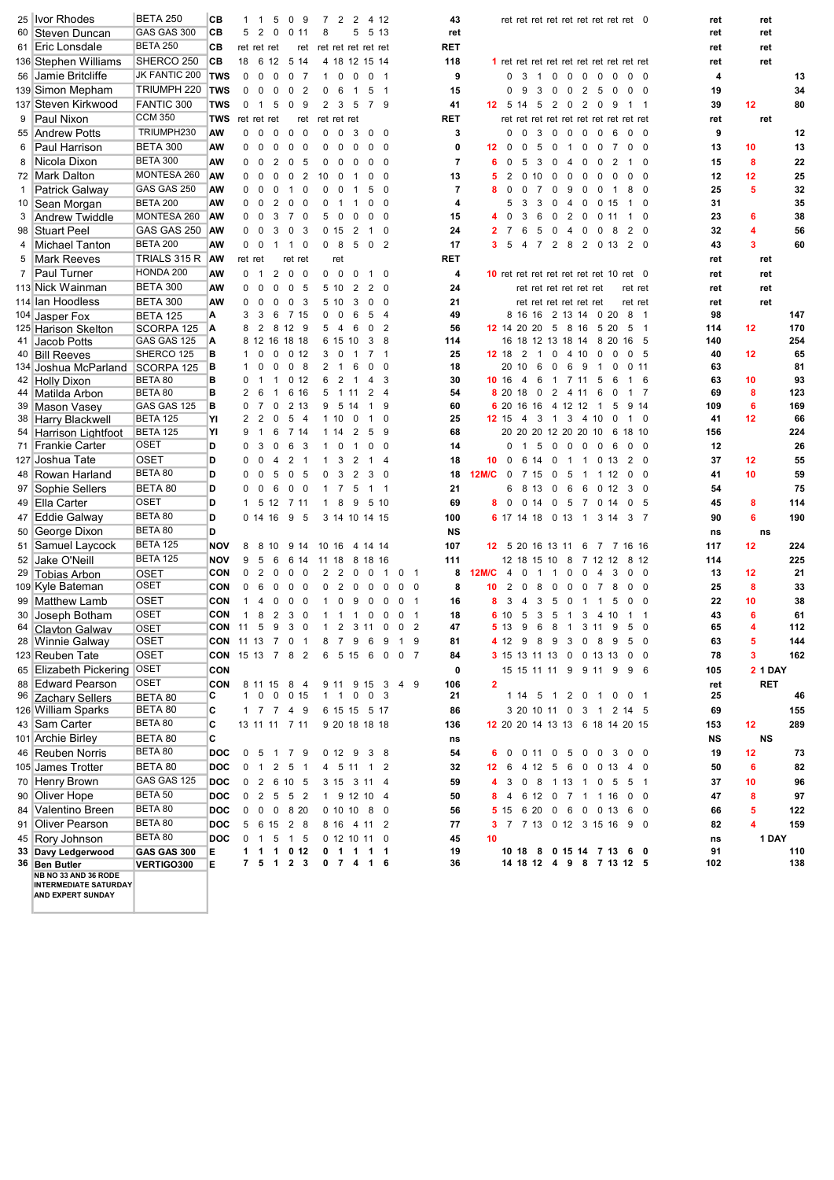| No | Rider | Machine | Class | Day 1 Sections | Day 1 Total | Pts | Day 2 Sections | Day 2 Total | Pts | Total |
|---|---|---|---|---|---|---|---|---|---|---|
| 25 | Ivor Rhodes | BETA 250 | CB | 1 1 5 0 9 7 2 2 4 12 | 43 | | ret ret ret ret ret ret ret ret ret 0 | ret | | ret |
| 60 | Steven Duncan | GAS GAS 300 | CB | 5 2 0 0 11 8 5 5 13 | ret | | | ret | | ret |
| 61 | Eric Lonsdale | BETA 250 | CB | | RET | | | ret | | ret |
| 136 | Stephen Williams | SHERCO 250 | CB | 18 6 12 5 14 4 18 12 15 14 | 118 | 1 | ret ret ret ret ret ret ret ret ret ret | ret | | ret |
| 56 | Jamie Britcliffe | JK FANTIC 200 | TWS | 0 0 0 0 0 7 1 0 0 0 1 | 9 | | 0 3 1 0 0 0 0 0 0 0 | 4 | | 13 |
| 139 | Simon Mepham | TRIUMPH 220 | TWS | 0 0 0 0 0 2 0 6 1 5 1 | 15 | | 0 9 3 0 0 2 5 0 0 0 | 19 | | 34 |
| 137 | Steven Kirkwood | FANTIC 300 | TWS | 0 1 5 0 9 2 3 5 7 9 | 41 | 12 | 5 14 5 2 0 2 0 9 1 1 | 39 | 12 | 80 |
| 9 | Paul Nixon | CCM 350 | TWS | ret ret ret ret ret ret ret | RET | | ret ret ret ret ret ret ret ret ret ret | ret | | ret |
| 55 | Andrew Potts | TRIUMPH230 | AW | 0 0 0 0 0 0 0 3 0 0 | 3 | | 0 0 3 0 0 0 0 0 6 0 0 | 9 | | 12 |
| 6 | Paul Harrison | BETA 300 | AW | 0 0 0 0 0 0 0 0 0 0 | 0 | 12 | 0 0 5 0 1 0 0 7 0 0 | 13 | 10 | 13 |
| 8 | Nicola Dixon | BETA 300 | AW | 0 0 2 0 5 0 0 0 0 0 | 7 | 6 | 0 5 3 0 4 0 0 2 1 0 | 15 | 8 | 22 |
| 72 | Mark Dalton | MONTESA 260 | AW | 0 0 0 0 0 2 10 0 1 0 0 | 13 | 5 | 2 0 10 0 0 0 0 0 0 0 | 12 | 12 | 25 |
| 1 | Patrick Galway | GAS GAS 250 | AW | 0 0 0 1 0 0 0 1 5 0 | 7 | 8 | 0 0 7 0 9 0 0 1 8 0 | 25 | 5 | 32 |
| 10 | Sean Morgan | BETA 200 | AW | 0 0 2 0 0 0 1 1 0 0 | 4 | | 5 3 3 0 4 0 0 15 1 0 | 31 | | 35 |
| 3 | Andrew Twiddle | MONTESA 260 | AW | 0 0 3 7 0 5 0 0 0 0 | 15 | 4 | 0 3 6 0 2 0 0 11 1 0 | 23 | 6 | 38 |
| 98 | Stuart Peel | GAS GAS 250 | AW | 0 0 3 0 3 0 15 2 1 0 | 24 | 2 | 7 6 5 0 4 0 0 8 2 0 | 32 | 4 | 56 |
| 4 | Michael Tanton | BETA 200 | AW | 0 0 1 1 0 0 8 5 0 2 | 17 | 3 | 5 4 7 2 8 2 0 13 2 0 | 43 | 3 | 60 |
| 5 | Mark Reeves | TRIALS 315 R | AW | ret ret ret ret ret | RET | | | ret | | ret |
| 7 | Paul Turner | HONDA 200 | AW | 0 1 2 0 0 0 0 0 1 0 | 4 | 10 | ret ret ret ret ret ret ret ret 10 ret 0 | ret | | ret |
| 113 | Nick Wainman | BETA 300 | AW | 0 0 0 0 5 5 10 2 2 0 | 24 | | ret ret ret ret ret ret ret ret | ret | | ret |
| 114 | Ian Hoodless | BETA 300 | AW | 0 0 0 0 3 5 10 3 0 0 | 21 | | ret ret ret ret ret ret ret ret | ret | | ret |
| 104 | Jasper Fox | BETA 125 | A | 3 3 6 7 15 0 0 6 5 4 | 49 | | 8 16 16 2 13 14 0 20 8 1 | 98 | | 147 |
| 125 | Harison Skelton | SCORPA 125 | A | 8 2 8 12 9 5 4 6 0 2 | 56 | 12 | 14 20 20 5 8 16 5 20 5 1 | 114 | 12 | 170 |
| 41 | Jacob Potts | GAS GAS 125 | A | 8 12 16 18 18 6 15 10 3 8 | 114 | | 16 18 12 13 18 14 8 20 16 5 | 140 | | 254 |
| 40 | Bill Reeves | SHERCO 125 | B | 1 0 0 0 12 3 0 1 7 1 | 25 | 12 | 18 2 1 0 4 10 0 0 0 5 | 40 | 12 | 65 |
| 134 | Joshua McParland | SCORPA 125 | B | 1 0 0 0 8 2 1 6 0 0 | 18 | | 20 10 6 0 6 9 1 0 0 11 | 63 | | 81 |
| 42 | Holly Dixon | BETA 80 | B | 0 1 1 0 12 6 2 1 4 3 | 30 | 10 | 16 4 6 1 7 11 5 6 1 6 | 63 | 10 | 93 |
| 44 | Matilda Arbon | BETA 80 | B | 2 6 1 6 16 5 1 11 2 4 | 54 | 8 | 20 18 0 2 4 11 6 0 1 7 | 69 | 8 | 123 |
| 39 | Mason Vasey | GAS GAS 125 | B | 0 7 0 2 13 9 5 14 1 9 | 60 | 6 | 20 16 16 4 12 12 1 5 9 14 | 109 | 6 | 169 |
| 38 | Harry Blackwell | BETA 125 | YI | 2 2 0 5 4 1 10 0 1 0 | 25 | 12 | 15 4 3 1 3 4 10 0 1 0 | 41 | 12 | 66 |
| 54 | Harrison Lightfoot | BETA 125 | YI | 9 1 6 7 14 1 14 2 5 9 | 68 | | 20 20 20 12 20 20 10 6 18 10 | 156 | | 224 |
| 71 | Frankie Carter | OSET | D | 0 3 0 6 3 1 0 1 0 0 | 14 | | 0 1 5 0 0 0 0 6 0 0 | 12 | | 26 |
| 127 | Joshua Tate | OSET | D | 0 0 4 2 1 1 3 2 1 4 | 18 | 10 | 0 6 14 0 1 1 0 13 2 0 | 37 | 12 | 55 |
| 48 | Rowan Harland | BETA 80 | D | 0 0 5 0 5 0 3 2 3 0 | 18 | 12M/C | 0 7 15 0 5 1 1 12 0 0 | 41 | 10 | 59 |
| 97 | Sophie Sellers | BETA 80 | D | 0 0 6 0 0 1 7 5 1 1 | 21 | | 6 8 13 0 6 6 0 12 3 0 | 54 | | 75 |
| 49 | Ella Carter | OSET | D | 1 5 12 7 11 1 8 9 5 10 | 69 | 8 | 0 0 14 0 5 7 0 14 0 5 | 45 | 8 | 114 |
| 47 | Eddie Galway | BETA 80 | D | 0 14 16 9 5 3 14 10 14 15 | 100 | 6 | 17 14 18 0 13 1 3 14 3 7 | 90 | 6 | 190 |
| 50 | George Dixon | BETA 80 | D | | NS | | | ns | | ns |
| 51 | Samuel Laycock | BETA 125 | NOV | 8 8 10 9 14 10 16 4 14 14 | 107 | 12 | 5 20 16 13 11 6 7 7 16 16 | 117 | 12 | 224 |
| 52 | Jake O'Neill | BETA 125 | NOV | 9 5 6 6 14 11 18 8 18 16 | 111 | | 12 18 15 10 8 7 12 12 8 12 | 114 | | 225 |
| 29 | Tobias Arbon | OSET | CON | 0 2 0 0 0 2 2 0 0 1 0 1 | 8 | 12M/C | 4 0 1 1 0 0 4 3 0 0 | 13 | 12 | 21 |
| 109 | Kyle Bateman | OSET | CON | 0 6 0 0 0 0 2 0 0 0 0 0 | 8 | 10 | 2 0 8 0 0 0 7 8 0 0 | 25 | 8 | 33 |
| 99 | Matthew Lamb | OSET | CON | 1 4 0 0 0 1 0 9 0 0 0 1 | 16 | 8 | 3 4 3 5 0 1 1 5 0 0 | 22 | 10 | 38 |
| 30 | Joseph Botham | OSET | CON | 1 8 2 3 0 1 1 1 0 0 0 1 | 18 | 6 | 10 5 3 5 1 3 4 10 1 1 | 43 | 6 | 61 |
| 64 | Clayton Galway | OSET | CON | 11 5 9 3 0 1 2 3 11 0 0 2 | 47 | 5 | 13 9 6 8 1 3 11 9 5 0 | 65 | 4 | 112 |
| 28 | Winnie Galway | OSET | CON | 11 13 7 0 1 8 7 9 6 9 1 9 | 81 | 4 | 12 9 8 9 3 0 8 9 5 0 | 63 | 5 | 144 |
| 123 | Reuben Tate | OSET | CON | 15 13 7 8 2 6 5 15 6 0 0 7 | 84 | 3 | 15 13 11 13 0 0 13 13 0 0 | 78 | 3 | 162 |
| 65 | Elizabeth Pickering | OSET | CON | | 0 | | 15 15 11 11 9 9 11 9 9 6 | 105 | 2 | 1 DAY |
| 88 | Edward Pearson | OSET | CON | 8 11 15 8 4 9 11 9 15 3 4 9 | 106 | 2 | | ret | | RET |
| 96 | Zachary Sellers | BETA 80 | C | 1 0 0 0 15 1 1 0 0 3 | 21 | | 1 14 5 1 2 0 1 0 0 1 | 25 | | 46 |
| 126 | William Sparks | BETA 80 | C | 1 7 7 4 9 6 15 15 5 17 | 86 | | 3 20 10 11 0 3 1 2 14 5 | 69 | | 155 |
| 43 | Sam Carter | BETA 80 | C | 13 11 11 7 11 9 20 18 18 18 | 136 | 12 | 20 20 14 13 13 6 18 14 20 15 | 153 | 12 | 289 |
| 101 | Archie Birley | BETA 80 | C | | ns | | | NS | | NS |
| 46 | Reuben Norris | BETA 80 | DOC | 0 5 1 7 9 0 12 9 3 8 | 54 | 6 | 0 0 11 0 5 0 0 3 0 0 | 19 | 12 | 73 |
| 105 | James Trotter | BETA 80 | DOC | 0 1 2 5 1 4 5 11 1 2 | 32 | 12 | 6 4 12 5 6 0 0 13 4 0 | 50 | 6 | 82 |
| 70 | Henry Brown | GAS GAS 125 | DOC | 0 2 6 10 5 3 15 3 11 4 | 59 | 4 | 3 0 8 1 13 1 0 5 5 1 | 37 | 10 | 96 |
| 90 | Oliver Hope | BETA 50 | DOC | 0 2 5 5 2 1 9 12 10 4 | 50 | 8 | 4 6 12 0 7 1 1 16 0 0 | 47 | 8 | 97 |
| 84 | Valentino Breen | BETA 80 | DOC | 0 0 0 8 20 0 10 10 8 0 | 56 | 5 | 15 6 20 0 6 0 0 13 6 0 | 66 | 5 | 122 |
| 91 | Oliver Pearson | BETA 80 | DOC | 5 6 15 2 8 8 16 4 11 2 | 77 | 3 | 7 7 13 0 12 3 15 16 9 0 | 82 | 4 | 159 |
| 45 | Rory Johnson | BETA 80 | DOC | 0 1 5 1 5 0 12 10 11 0 | 45 | 10 | | ns | | 1 DAY |
| **33** | **Davy Ledgerwood** | **GAS GAS 300** | **E** | **1 1 1 0 12 0 1 1 1 1** | **19** | | **10 18 8 0 15 14 7 13 6 0** | **91** | | **110** |
| **36** | **Ben Butler** | **VERTIGO300** | **E** | **7 5 1 2 3 0 7 4 1 6** | **36** | | **14 18 12 4 9 8 7 13 12 5** | **102** | | **138** |

**NB NO 33 AND 36 RODE INTERMEDIATE SATURDAY AND EXPERT SUNDAY**